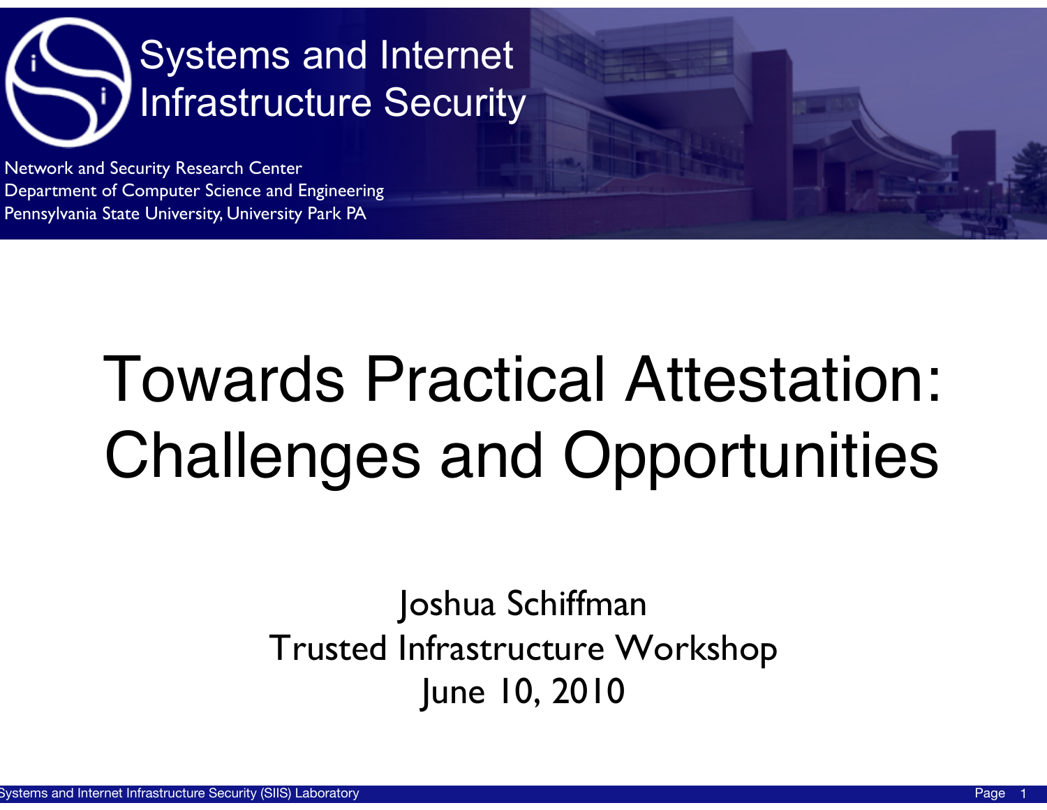Systems and Internet Infrastructure Security

Network and Security Research Center
Department of Computer Science and Engineering
Pennsylvania State University, University Park PA

# Towards Practical Attestation: Challenges and Opportunities

Joshua Schiffman
Trusted Infrastructure Workshop
June 10, 2010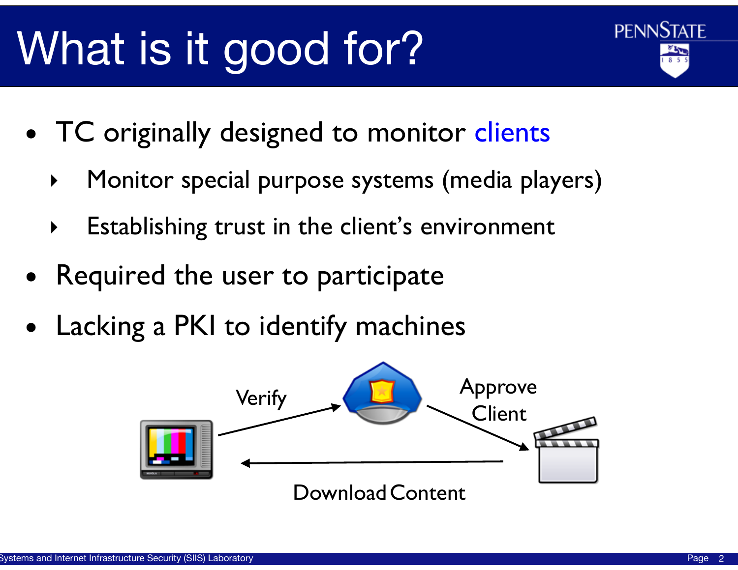# What is it good for?

- TC originally designed to monitor clients
  - Monitor special purpose systems (media players)
  - Establishing trust in the client's environment
- Required the user to participate
- Lacking a PKI to identify machines

Verify

Approve Client

Download Content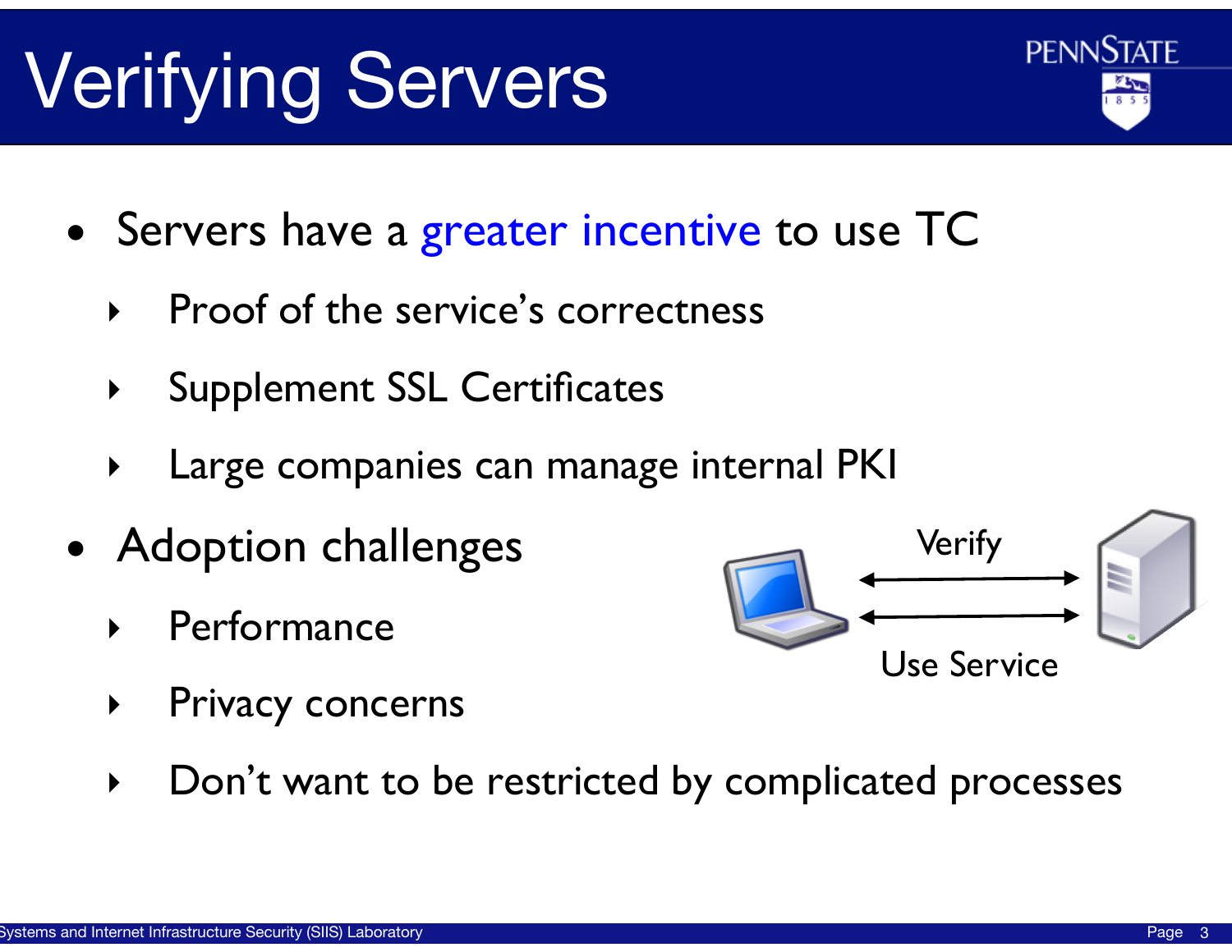# Verifying Servers

- Servers have a greater incentive to use TC
  - Proof of the service's correctness
  - Supplement SSL Certificates
  - Large companies can manage internal PKI
- Adoption challenges
  - Performance
  - Privacy concerns
  - Don't want to be restricted by complicated processes

Verify

Use Service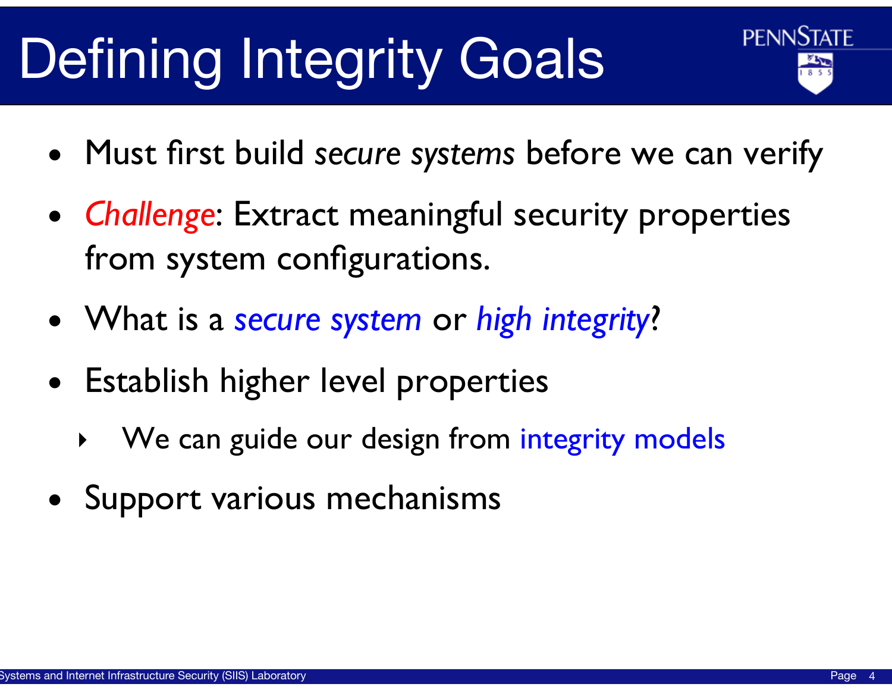# Defining Integrity Goals

- Must first build *secure systems* before we can verify
- *Challenge*: Extract meaningful security properties from system configurations.
- What is a *secure system* or *high integrity*?
- Establish higher level properties
  - We can guide our design from integrity models
- Support various mechanisms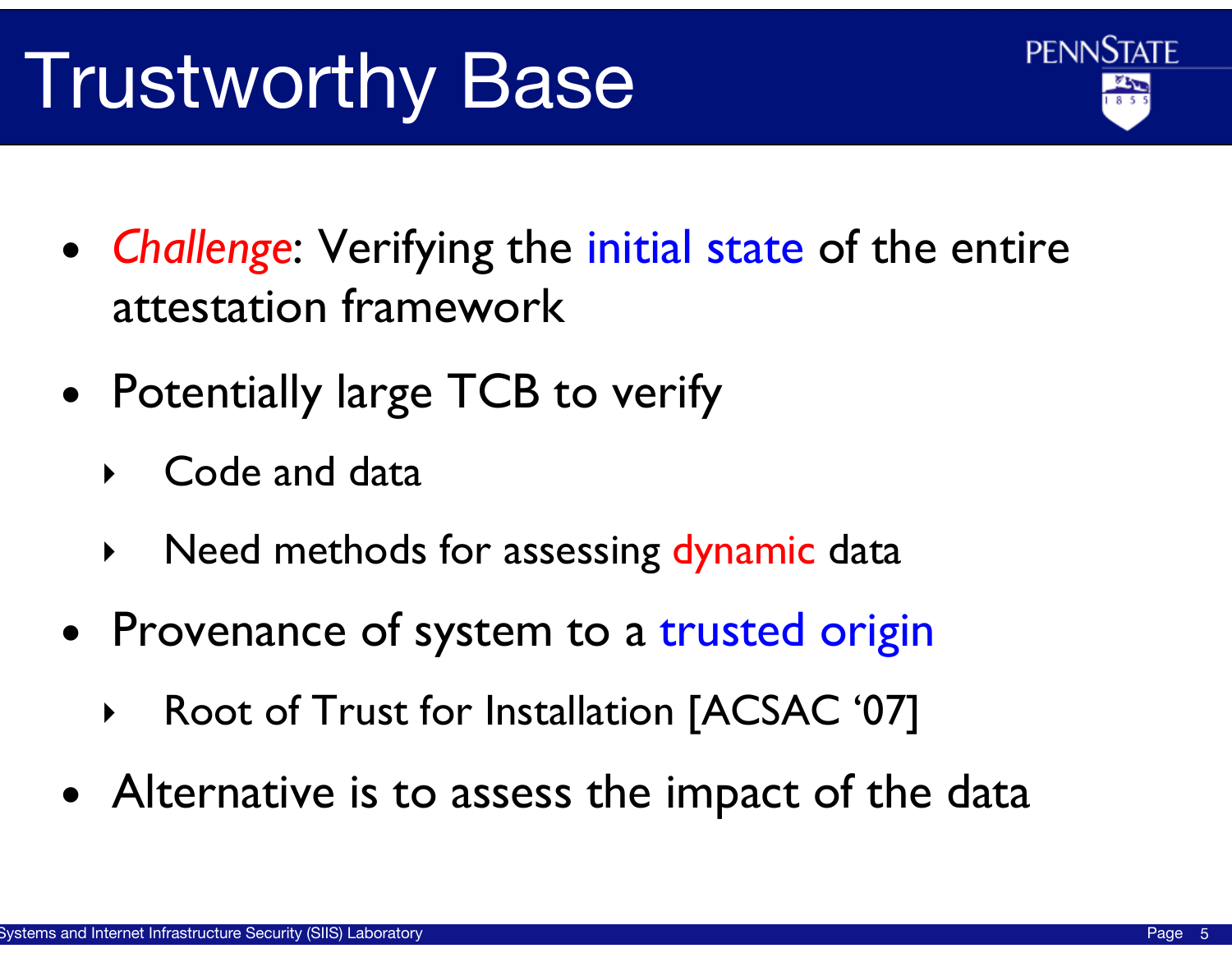# Trustworthy Base

- *Challenge*: Verifying the initial state of the entire attestation framework
- Potentially large TCB to verify
  - Code and data
  - Need methods for assessing dynamic data
- Provenance of system to a trusted origin
  - Root of Trust for Installation [ACSAC '07]
- Alternative is to assess the impact of the data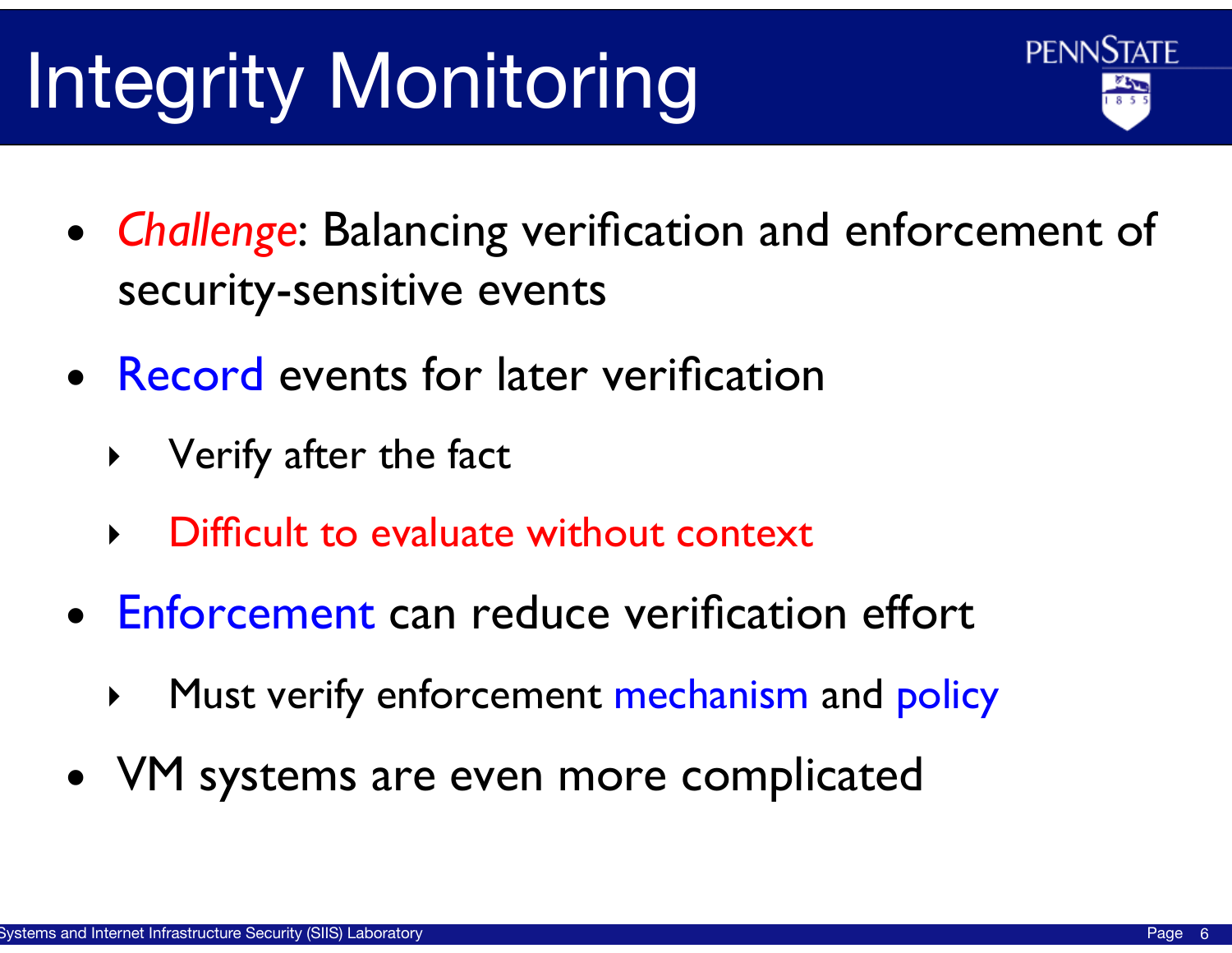# Integrity Monitoring

- *Challenge*: Balancing verification and enforcement of security-sensitive events
- Record events for later verification
  - Verify after the fact
  - Difficult to evaluate without context
- Enforcement can reduce verification effort
  - Must verify enforcement mechanism and policy
- VM systems are even more complicated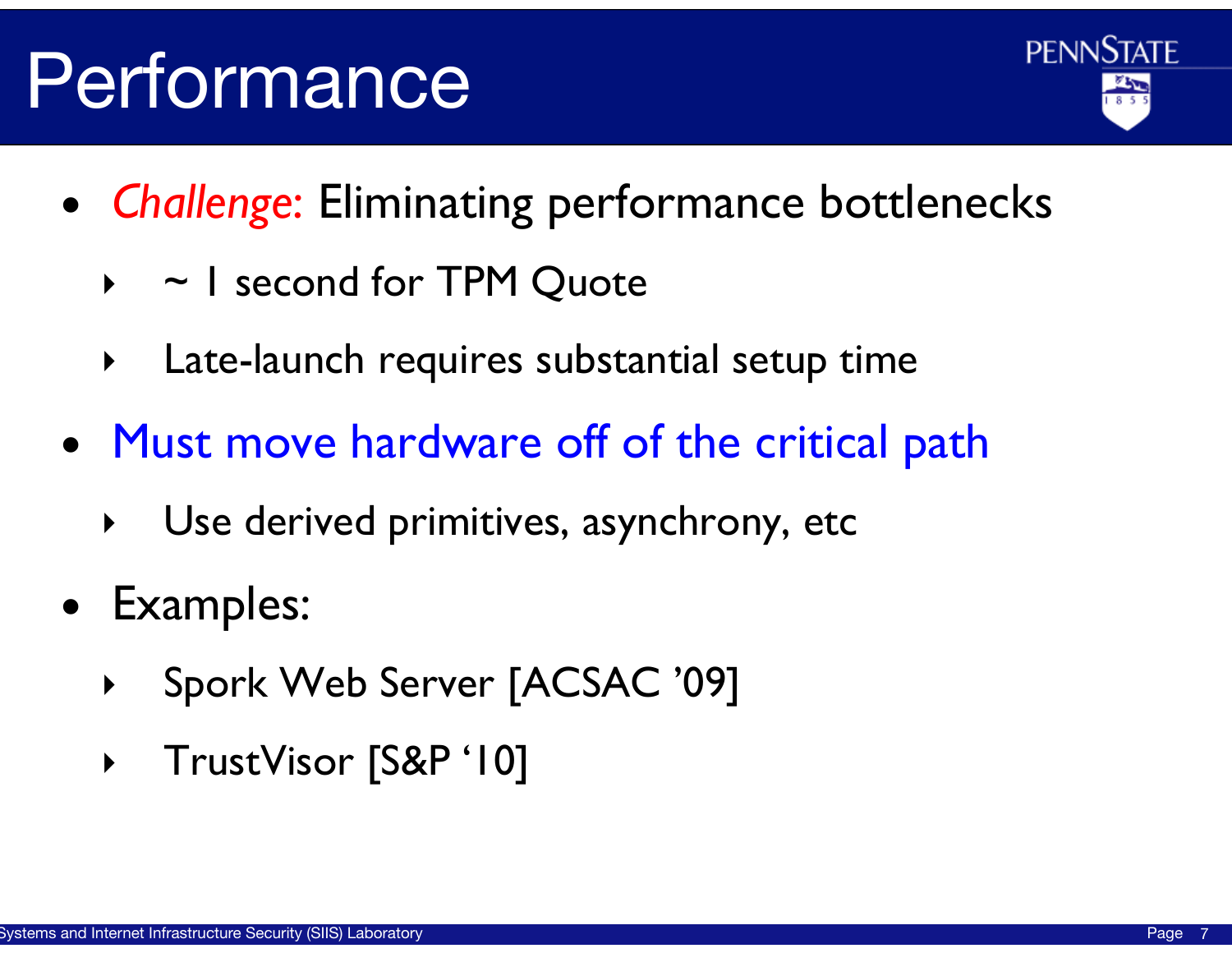# Performance

- *Challenge:* Eliminating performance bottlenecks
  - ~ 1 second for TPM Quote
  - Late-launch requires substantial setup time
- Must move hardware off of the critical path
  - Use derived primitives, asynchrony, etc
- Examples:
  - Spork Web Server [ACSAC '09]
  - TrustVisor [S&P '10]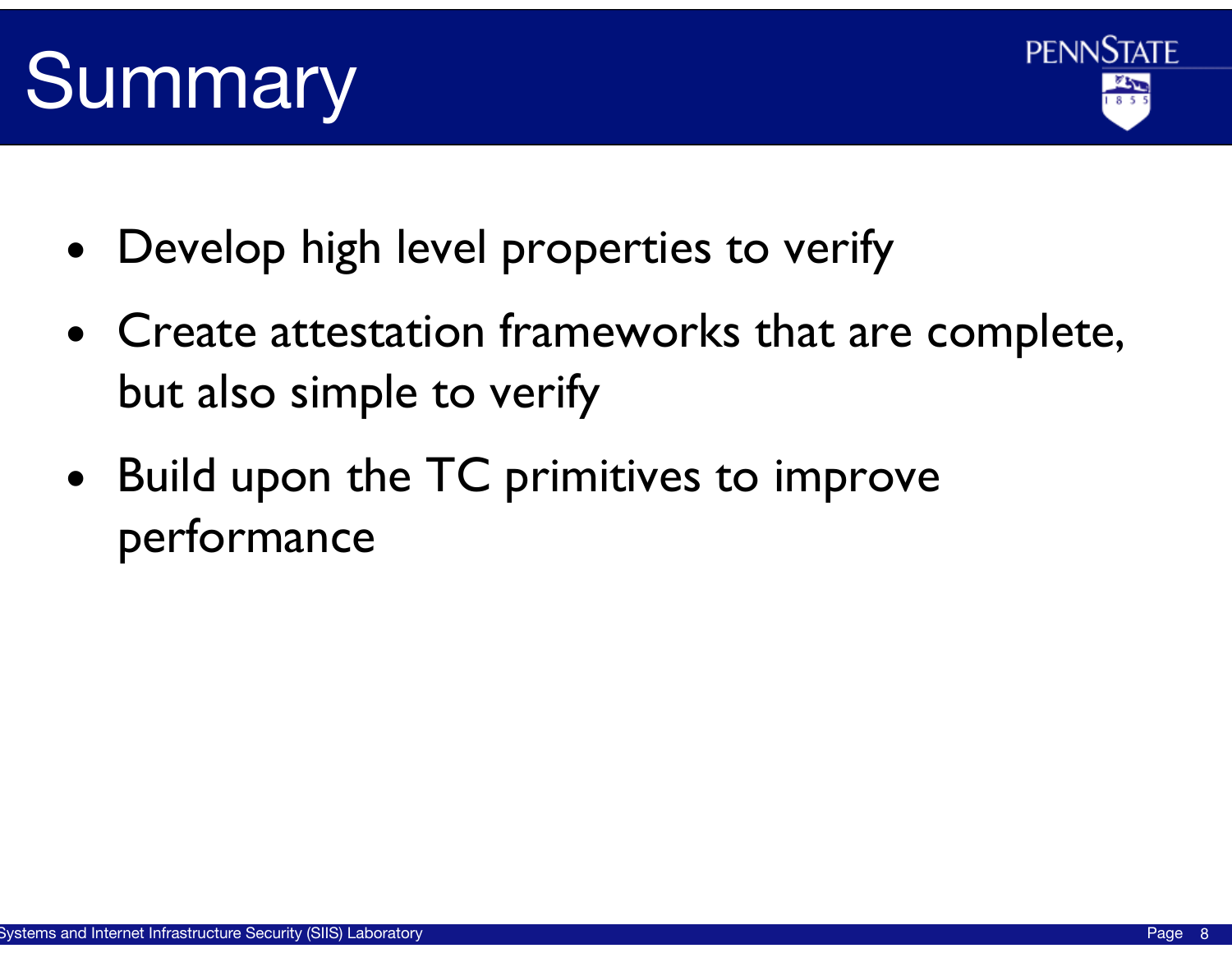# Summary

- Develop high level properties to verify
- Create attestation frameworks that are complete, but also simple to verify
- Build upon the TC primitives to improve performance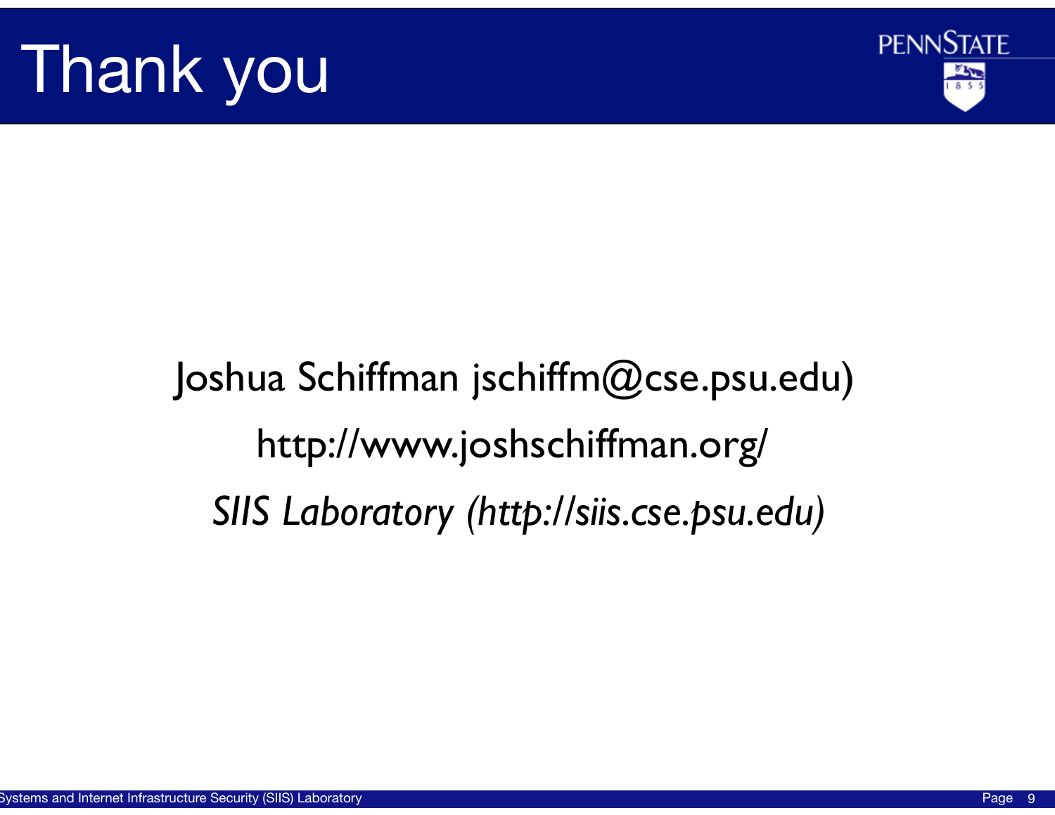# Thank you

Joshua Schiffman jschiffm@cse.psu.edu)

http://www.joshschiffman.org/

*SIIS Laboratory (http://siis.cse.psu.edu)*